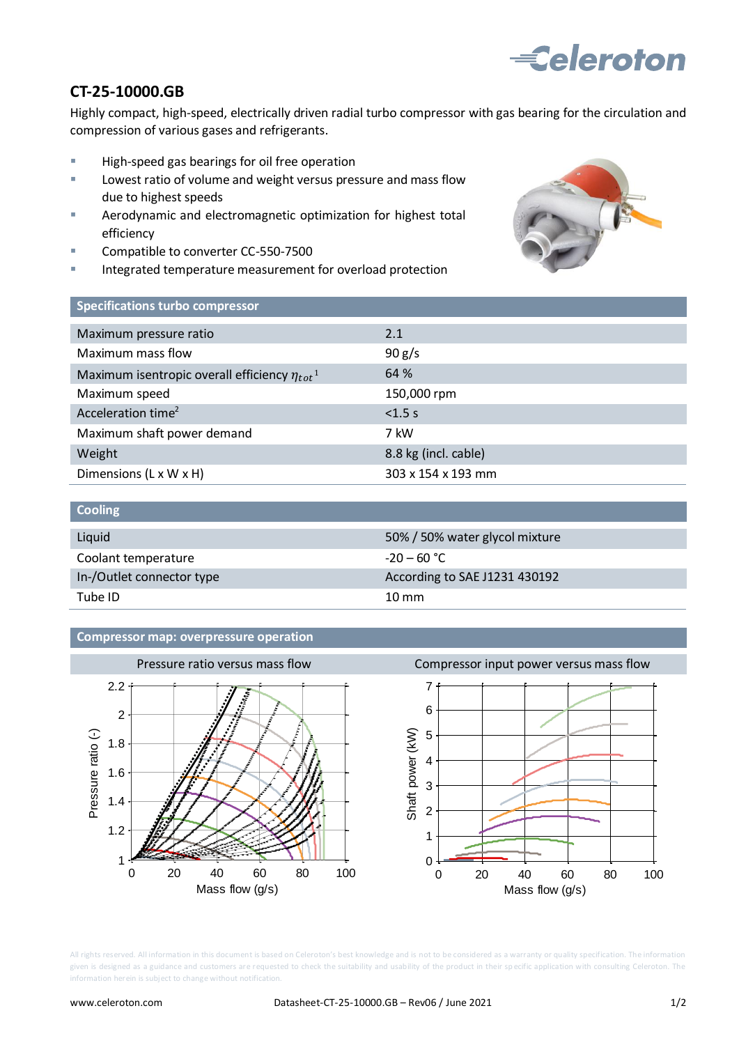## CT-25-10000.GB

Highly compact, high-speed, electrically driven radial turbo compressor with gas bearing for the circulation and compression of various gases and refrigerants.

- High-speed gas bearings for oil free operation
- Lowest ratio of volume and weight versus pressure and mass flow due to highest speeds
- Aerodynamic and electromagnetic optimization for highest total efficiency
- Compatible to converter CC-550-7500
- Integrated temperature measurement for overload protection

| Specifications turbo compressor | |
|---|---|
| Maximum pressure ratio | 2.1 |
| Maximum mass flow | 90 g/s |
| Maximum isentropic overall efficiency $\eta_{tot}$[1] | 64 % |
| Maximum speed | 150,000 rpm |
| Acceleration time[2] | <1.5 s |
| Maximum shaft power demand | 7 kW |
| Weight | 8.8 kg (incl. cable) |
| Dimensions (L x W x H) | 303 x 154 x 193 mm |

| Cooling | |
|---|---|
| Liquid | 50% / 50% water glycol mixture |
| Coolant temperature | -20 – 60 °C |
| In-/Outlet connector type | According to SAE J1231 430192 |
| Tube ID | 10 mm |

### Compressor map: overpressure operation

| Pressure ratio versus mass flow | Compressor input power versus mass flow |
|---|---|

All rights reserved. All information in this document is based on Celeroton's best knowledge and is not to be considered as a warranty or quality specification. The information given is designed as a guidance and customers are requested to check the suitability and usability of the product in their specific application with consulting Celeroton. The information herein is subject to change without notification.

www.celeroton.com Datasheet-CT-25-10000.GB – Rev06 / June 2021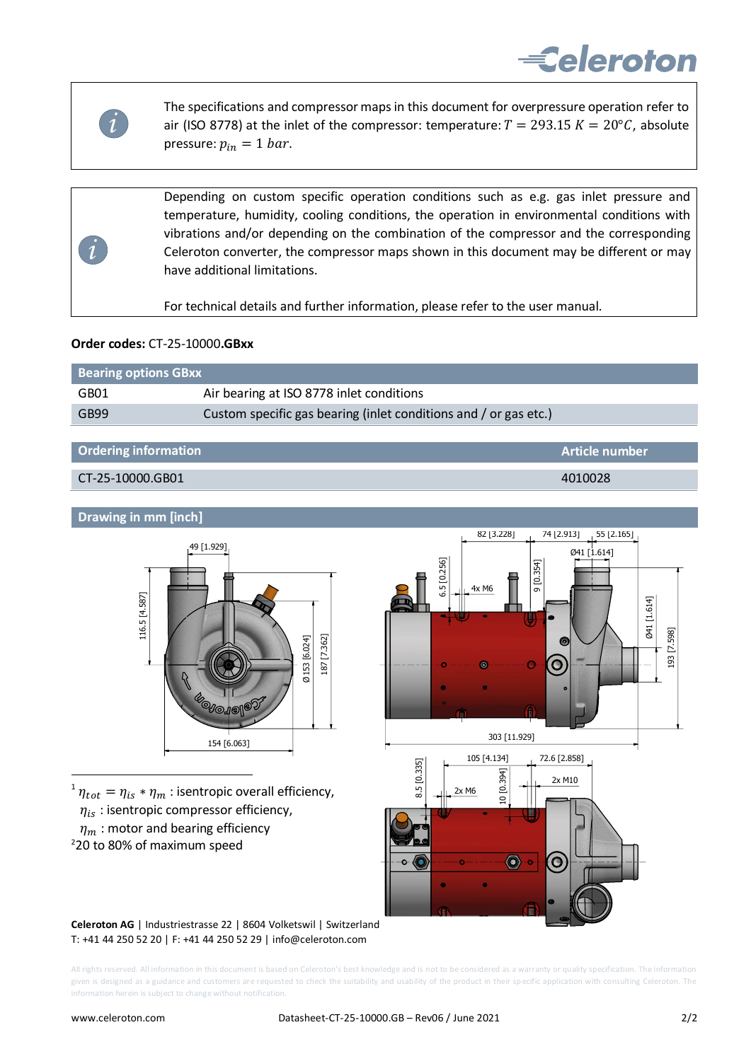The specifications and compressor maps in this document for overpressure operation refer to air (ISO 8778) at the inlet of the compressor: temperature: $T = 293.15\ K = 20°C$, absolute pressure: $p_{in} = 1\ bar$.

Depending on custom specific operation conditions such as e.g. gas inlet pressure and temperature, humidity, cooling conditions, the operation in environmental conditions with vibrations and/or depending on the combination of the compressor and the corresponding Celeroton converter, the compressor maps shown in this document may be different or may have additional limitations.

For technical details and further information, please refer to the user manual.

**Order codes:** CT-25-10000.**GBxx**

| Bearing options GBxx | |
|---|---|
| GB01 | Air bearing at ISO 8778 inlet conditions |
| GB99 | Custom specific gas bearing (inlet conditions and / or gas etc.) |

| Ordering information | Article number |
|---|---|
| CT-25-10000.GB01 | 4010028 |

## Drawing in mm [inch]

49 [1.929]
116.5 [4.587]
Ø 153 [6.024]
187 [7.362]
154 [6.063]

82 [3.228]
74 [2.913]
55 [2.165]
Ø41 [1.614]
6.5 [0.256]
4x M6
9 [0.354]
Ø41 [1.614]
193 [7.598]
303 [11.929]

105 [4.134]
72.6 [2.858]
8.5 [0.335]
2x M6
10 [0.394]
2x M10

[1] $\eta_{tot} = \eta_{is} * \eta_m$ : isentropic overall efficiency,
$\eta_{is}$ : isentropic compressor efficiency,
$\eta_m$ : motor and bearing efficiency

[2] 20 to 80% of maximum speed

**Celeroton AG** | Industriestrasse 22 | 8604 Volketswil | Switzerland
T: +41 44 250 52 20 | F: +41 44 250 52 29 | info@celeroton.com

All rights reserved. All information in this document is based on Celeroton's best knowledge and is not to be considered as a warranty or quality specification. The information given is designed as a guidance and customers are requested to check the suitability and usability of the product in their specific application with consulting Celeroton. The information herein is subject to change without notification.

www.celeroton.com Datasheet-CT-25-10000.GB – Rev06 / June 2021